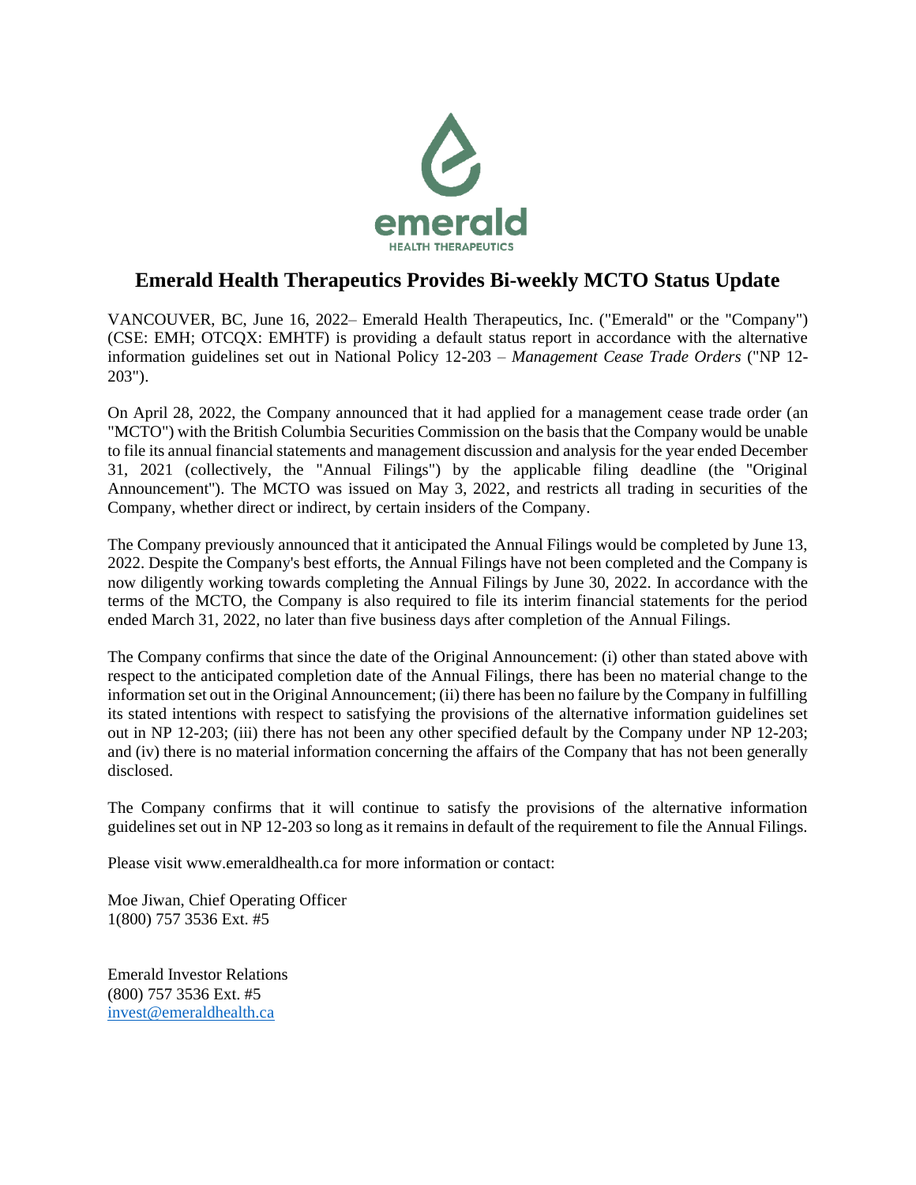# Emerald Health Therapeutics Provides Bi-weekly MCTO Status Update

VANCOUVER, BC, June 16, 2022– Emerald Health Therapeutics, Inc. ("Emerald" or the "Company") (CSE: EMH; OTCQX: EMHTF) is providing a default status report in accordance with the alternative information guidelines set out in National Policy 12-203 – *Management Cease Trade Orders* ("NP 12-203").

On April 28, 2022, the Company announced that it had applied for a management cease trade order (an "MCTO") with the British Columbia Securities Commission on the basis that the Company would be unable to file its annual financial statements and management discussion and analysis for the year ended December 31, 2021 (collectively, the "Annual Filings") by the applicable filing deadline (the "Original Announcement"). The MCTO was issued on May 3, 2022, and restricts all trading in securities of the Company, whether direct or indirect, by certain insiders of the Company.

The Company previously announced that it anticipated the Annual Filings would be completed by June 13, 2022. Despite the Company's best efforts, the Annual Filings have not been completed and the Company is now diligently working towards completing the Annual Filings by June 30, 2022. In accordance with the terms of the MCTO, the Company is also required to file its interim financial statements for the period ended March 31, 2022, no later than five business days after completion of the Annual Filings.

The Company confirms that since the date of the Original Announcement: (i) other than stated above with respect to the anticipated completion date of the Annual Filings, there has been no material change to the information set out in the Original Announcement; (ii) there has been no failure by the Company in fulfilling its stated intentions with respect to satisfying the provisions of the alternative information guidelines set out in NP 12-203; (iii) there has not been any other specified default by the Company under NP 12-203; and (iv) there is no material information concerning the affairs of the Company that has not been generally disclosed.

The Company confirms that it will continue to satisfy the provisions of the alternative information guidelines set out in NP 12-203 so long as it remains in default of the requirement to file the Annual Filings.

Please visit www.emeraldhealth.ca for more information or contact:

Moe Jiwan, Chief Operating Officer
1(800) 757 3536 Ext. #5

Emerald Investor Relations
(800) 757 3536 Ext. #5
invest@emeraldhealth.ca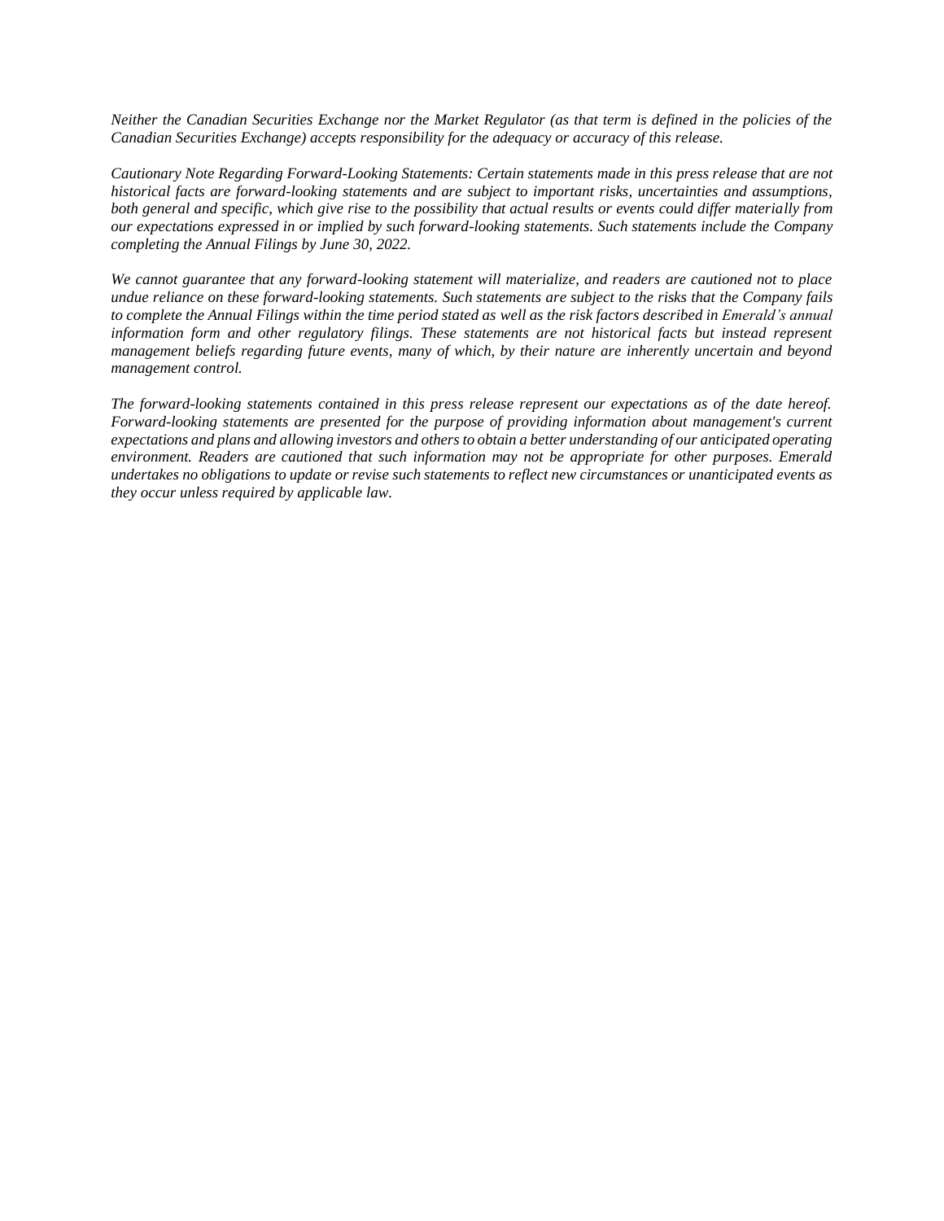*Neither the Canadian Securities Exchange nor the Market Regulator (as that term is defined in the policies of the Canadian Securities Exchange) accepts responsibility for the adequacy or accuracy of this release.*

*Cautionary Note Regarding Forward-Looking Statements: Certain statements made in this press release that are not historical facts are forward-looking statements and are subject to important risks, uncertainties and assumptions, both general and specific, which give rise to the possibility that actual results or events could differ materially from our expectations expressed in or implied by such forward-looking statements. Such statements include the Company completing the Annual Filings by June 30, 2022.*

*We cannot guarantee that any forward-looking statement will materialize, and readers are cautioned not to place undue reliance on these forward-looking statements. Such statements are subject to the risks that the Company fails to complete the Annual Filings within the time period stated as well as the risk factors described in Emerald's annual information form and other regulatory filings. These statements are not historical facts but instead represent management beliefs regarding future events, many of which, by their nature are inherently uncertain and beyond management control.*

*The forward-looking statements contained in this press release represent our expectations as of the date hereof. Forward-looking statements are presented for the purpose of providing information about management's current expectations and plans and allowing investors and others to obtain a better understanding of our anticipated operating environment. Readers are cautioned that such information may not be appropriate for other purposes. Emerald undertakes no obligations to update or revise such statements to reflect new circumstances or unanticipated events as they occur unless required by applicable law.*